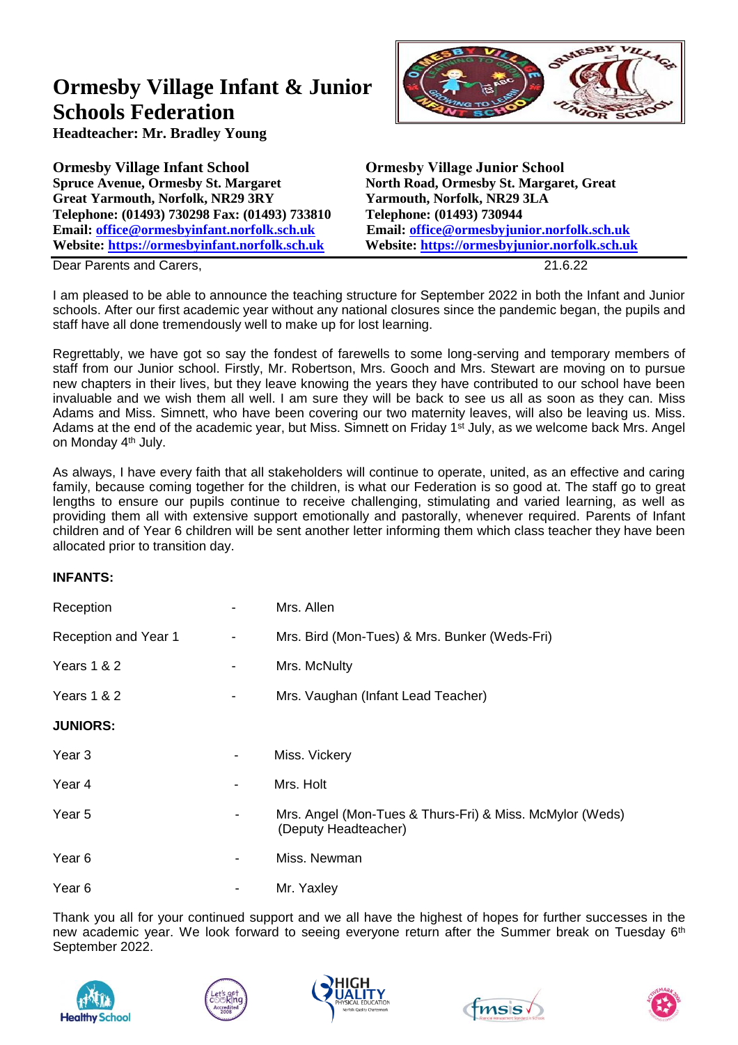# Ormesby Village Infant & Junior Schools Federation

**Headteacher: Mr. Bradley Young**

**Ormesby Village Infant School**
**Spruce Avenue, Ormesby St. Margaret**
**Great Yarmouth, Norfolk, NR29 3RY**
**Telephone: (01493) 730298 Fax: (01493) 733810**
**Email: office@ormesbyinfant.norfolk.sch.uk**
**Website: https://ormesbyinfant.norfolk.sch.uk**

**Ormesby Village Junior School**
**North Road, Ormesby St. Margaret, Great Yarmouth, Norfolk, NR29 3LA**
**Telephone: (01493) 730944**
**Email: office@ormesbyjunior.norfolk.sch.uk**
**Website: https://ormesbyjunior.norfolk.sch.uk**

Dear Parents and Carers,

21.6.22

I am pleased to be able to announce the teaching structure for September 2022 in both the Infant and Junior schools. After our first academic year without any national closures since the pandemic began, the pupils and staff have all done tremendously well to make up for lost learning.

Regrettably, we have got so say the fondest of farewells to some long-serving and temporary members of staff from our Junior school. Firstly, Mr. Robertson, Mrs. Gooch and Mrs. Stewart are moving on to pursue new chapters in their lives, but they leave knowing the years they have contributed to our school have been invaluable and we wish them all well. I am sure they will be back to see us all as soon as they can. Miss Adams and Miss. Simnett, who have been covering our two maternity leaves, will also be leaving us. Miss. Adams at the end of the academic year, but Miss. Simnett on Friday 1st July, as we welcome back Mrs. Angel on Monday 4th July.

As always, I have every faith that all stakeholders will continue to operate, united, as an effective and caring family, because coming together for the children, is what our Federation is so good at. The staff go to great lengths to ensure our pupils continue to receive challenging, stimulating and varied learning, as well as providing them all with extensive support emotionally and pastorally, whenever required. Parents of Infant children and of Year 6 children will be sent another letter informing them which class teacher they have been allocated prior to transition day.

**INFANTS:**

| | | |
|---|---|---|
| Reception | - | Mrs. Allen |
| Reception and Year 1 | - | Mrs. Bird (Mon-Tues) & Mrs. Bunker (Weds-Fri) |
| Years 1 & 2 | - | Mrs. McNulty |
| Years 1 & 2 | - | Mrs. Vaughan (Infant Lead Teacher) |

**JUNIORS:**

| | | |
|---|---|---|
| Year 3 | - | Miss. Vickery |
| Year 4 | - | Mrs. Holt |
| Year 5 | - | Mrs. Angel (Mon-Tues & Thurs-Fri) & Miss. McMylor (Weds) (Deputy Headteacher) |
| Year 6 | - | Miss. Newman |
| Year 6 | - | Mr. Yaxley |

Thank you all for your continued support and we all have the highest of hopes for further successes in the new academic year. We look forward to seeing everyone return after the Summer break on Tuesday 6th September 2022.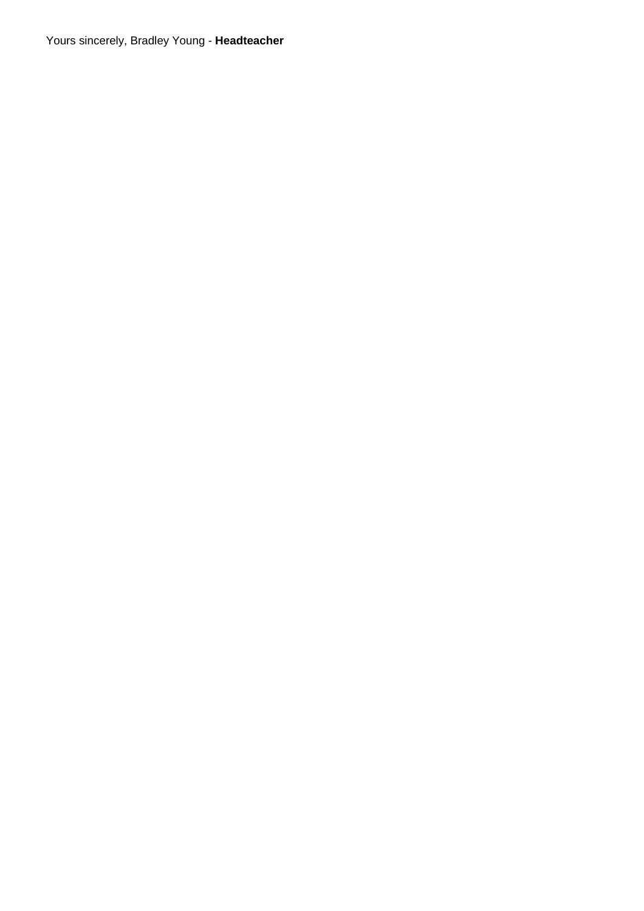Yours sincerely, Bradley Young - **Headteacher**